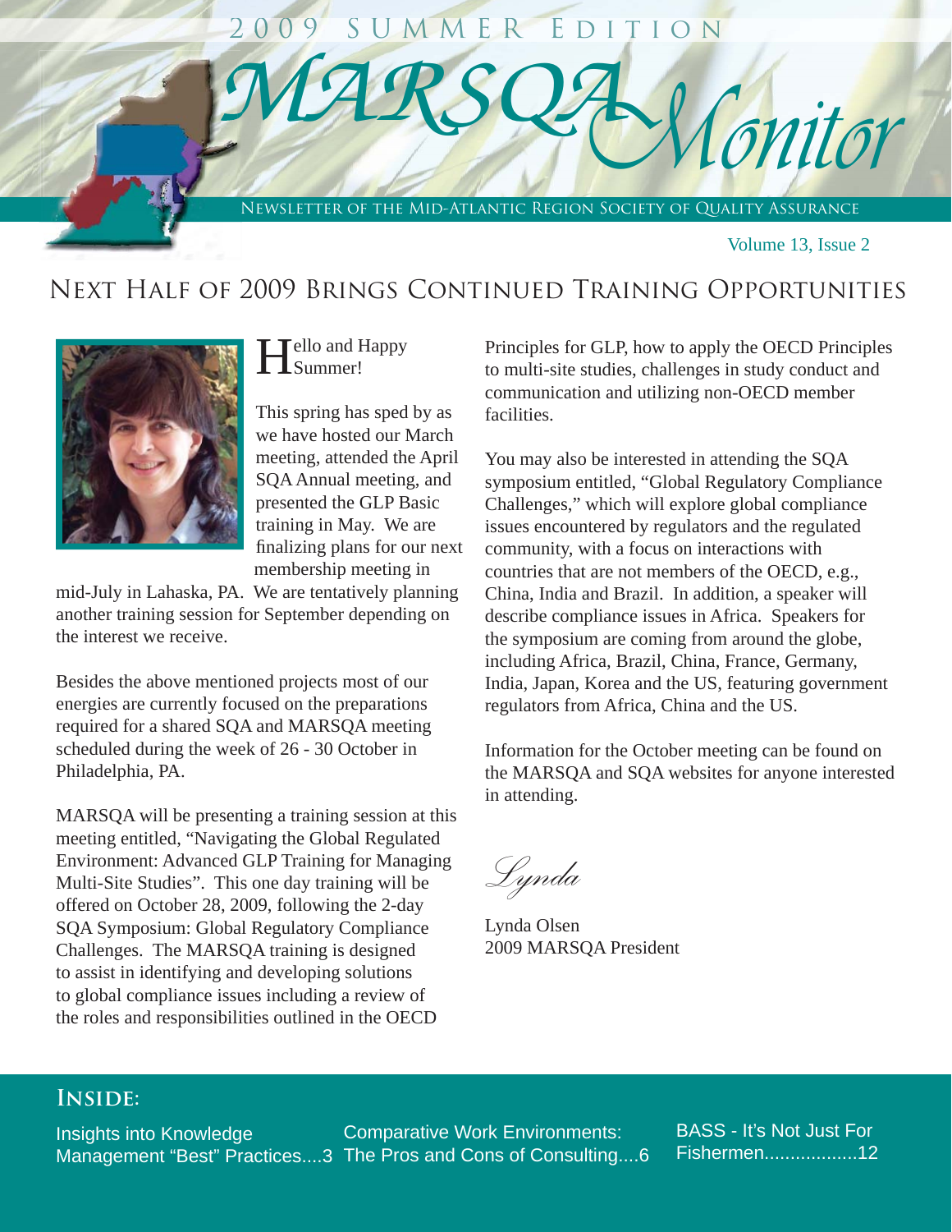2009 SUMMER EDITION

# MARSQA Monitor

NEWSLETTER OF THE MID-ATLANTIC REGION SOCIETY OF QUALITY ASSURANCE

Volume 13, Issue 2

## Next Half of 2009 Brings Continued Training Opportunities

Hello and Happy Summer!

This spring has sped by as we have hosted our March meeting, attended the April SQA Annual meeting, and presented the GLP Basic training in May. We are finalizing plans for our next membership meeting in mid-July in Lahaska, PA. We are tentatively planning another training session for September depending on the interest we receive.

Besides the above mentioned projects most of our energies are currently focused on the preparations required for a shared SQA and MARSQA meeting scheduled during the week of 26 - 30 October in Philadelphia, PA.

MARSQA will be presenting a training session at this meeting entitled, "Navigating the Global Regulated Environment: Advanced GLP Training for Managing Multi-Site Studies". This one day training will be offered on October 28, 2009, following the 2-day SQA Symposium: Global Regulatory Compliance Challenges. The MARSQA training is designed to assist in identifying and developing solutions to global compliance issues including a review of the roles and responsibilities outlined in the OECD Principles for GLP, how to apply the OECD Principles to multi-site studies, challenges in study conduct and communication and utilizing non-OECD member facilities.

You may also be interested in attending the SQA symposium entitled, "Global Regulatory Compliance Challenges," which will explore global compliance issues encountered by regulators and the regulated community, with a focus on interactions with countries that are not members of the OECD, e.g., China, India and Brazil. In addition, a speaker will describe compliance issues in Africa. Speakers for the symposium are coming from around the globe, including Africa, Brazil, China, France, Germany, India, Japan, Korea and the US, featuring government regulators from Africa, China and the US.

Information for the October meeting can be found on the MARSQA and SQA websites for anyone interested in attending.

*Lynda*

Lynda Olsen
2009 MARSQA President

### Inside:

- Insights into Knowledge Management "Best" Practices....3
- Comparative Work Environments: The Pros and Cons of Consulting....6
- BASS - It's Not Just For Fishermen..................12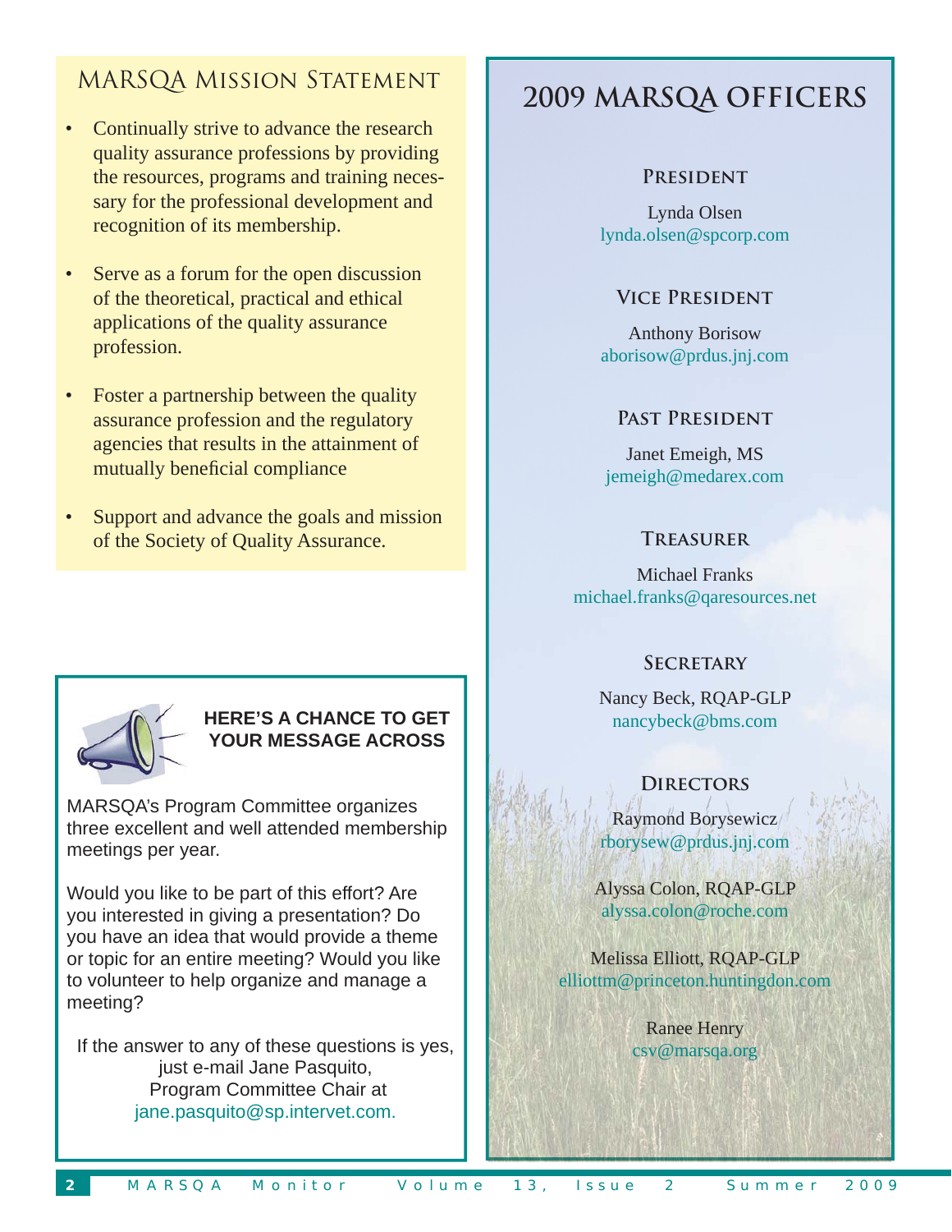## MARSQA Mission Statement

- Continually strive to advance the research quality assurance professions by providing the resources, programs and training necessary for the professional development and recognition of its membership.
- Serve as a forum for the open discussion of the theoretical, practical and ethical applications of the quality assurance profession.
- Foster a partnership between the quality assurance profession and the regulatory agencies that results in the attainment of mutually beneficial compliance
- Support and advance the goals and mission of the Society of Quality Assurance.

### HERE'S A CHANCE TO GET YOUR MESSAGE ACROSS

MARSQA's Program Committee organizes three excellent and well attended membership meetings per year.

Would you like to be part of this effort? Are you interested in giving a presentation? Do you have an idea that would provide a theme or topic for an entire meeting? Would you like to volunteer to help organize and manage a meeting?

If the answer to any of these questions is yes, just e-mail Jane Pasquito, Program Committee Chair at jane.pasquito@sp.intervet.com.

## 2009 MARSQA Officers

### President

Lynda Olsen
lynda.olsen@spcorp.com

### Vice President

Anthony Borisow
aborisow@prdus.jnj.com

### Past President

Janet Emeigh, MS
jemeigh@medarex.com

### Treasurer

Michael Franks
michael.franks@qaresources.net

### Secretary

Nancy Beck, RQAP-GLP
nancybeck@bms.com

### Directors

Raymond Borysewicz
rborysew@prdus.jnj.com

Alyssa Colon, RQAP-GLP
alyssa.colon@roche.com

Melissa Elliott, RQAP-GLP
elliottm@princeton.huntingdon.com

Ranee Henry
csv@marsqa.org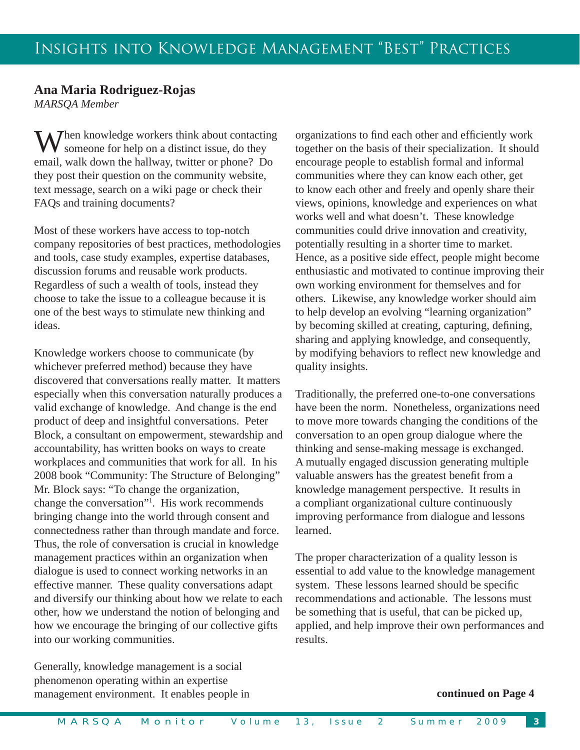# Insights into Knowledge Management "Best" Practices

**Ana Maria Rodriguez-Rojas**
*MARSQA Member*

When knowledge workers think about contacting someone for help on a distinct issue, do they email, walk down the hallway, twitter or phone? Do they post their question on the community website, text message, search on a wiki page or check their FAQs and training documents?

Most of these workers have access to top-notch company repositories of best practices, methodologies and tools, case study examples, expertise databases, discussion forums and reusable work products. Regardless of such a wealth of tools, instead they choose to take the issue to a colleague because it is one of the best ways to stimulate new thinking and ideas.

Knowledge workers choose to communicate (by whichever preferred method) because they have discovered that conversations really matter. It matters especially when this conversation naturally produces a valid exchange of knowledge. And change is the end product of deep and insightful conversations. Peter Block, a consultant on empowerment, stewardship and accountability, has written books on ways to create workplaces and communities that work for all. In his 2008 book "Community: The Structure of Belonging" Mr. Block says: "To change the organization, change the conversation"[1]. His work recommends bringing change into the world through consent and connectedness rather than through mandate and force. Thus, the role of conversation is crucial in knowledge management practices within an organization when dialogue is used to connect working networks in an effective manner. These quality conversations adapt and diversify our thinking about how we relate to each other, how we understand the notion of belonging and how we encourage the bringing of our collective gifts into our working communities.

Generally, knowledge management is a social phenomenon operating within an expertise management environment. It enables people in organizations to find each other and efficiently work together on the basis of their specialization. It should encourage people to establish formal and informal communities where they can know each other, get to know each other and freely and openly share their views, opinions, knowledge and experiences on what works well and what doesn't. These knowledge communities could drive innovation and creativity, potentially resulting in a shorter time to market. Hence, as a positive side effect, people might become enthusiastic and motivated to continue improving their own working environment for themselves and for others. Likewise, any knowledge worker should aim to help develop an evolving "learning organization" by becoming skilled at creating, capturing, defining, sharing and applying knowledge, and consequently, by modifying behaviors to reflect new knowledge and quality insights.

Traditionally, the preferred one-to-one conversations have been the norm. Nonetheless, organizations need to move more towards changing the conditions of the conversation to an open group dialogue where the thinking and sense-making message is exchanged. A mutually engaged discussion generating multiple valuable answers has the greatest benefit from a knowledge management perspective. It results in a compliant organizational culture continuously improving performance from dialogue and lessons learned.

The proper characterization of a quality lesson is essential to add value to the knowledge management system. These lessons learned should be specific recommendations and actionable. The lessons must be something that is useful, that can be picked up, applied, and help improve their own performances and results.

**continued on Page 4**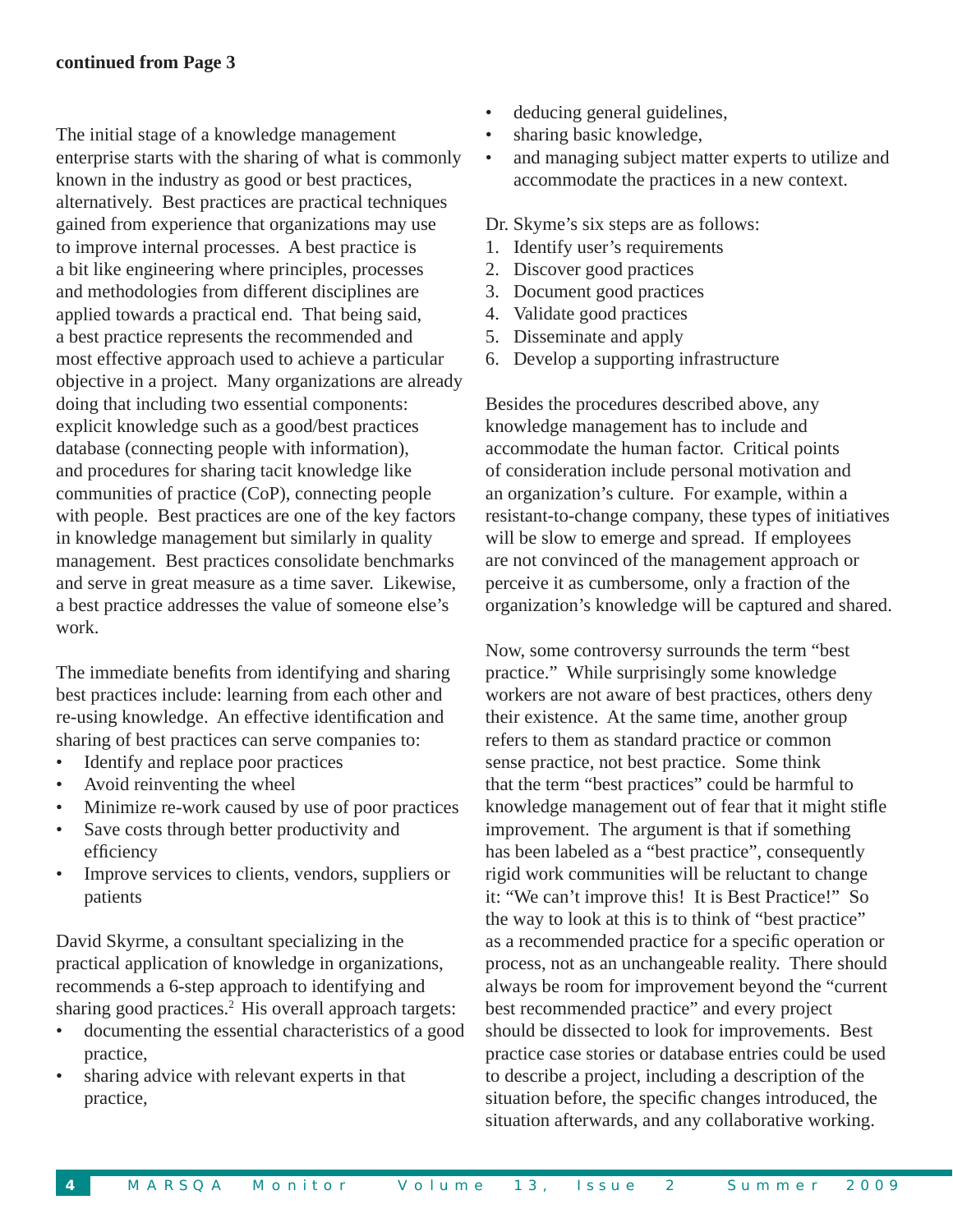**continued from Page 3**

The initial stage of a knowledge management enterprise starts with the sharing of what is commonly known in the industry as good or best practices, alternatively. Best practices are practical techniques gained from experience that organizations may use to improve internal processes. A best practice is a bit like engineering where principles, processes and methodologies from different disciplines are applied towards a practical end. That being said, a best practice represents the recommended and most effective approach used to achieve a particular objective in a project. Many organizations are already doing that including two essential components: explicit knowledge such as a good/best practices database (connecting people with information), and procedures for sharing tacit knowledge like communities of practice (CoP), connecting people with people. Best practices are one of the key factors in knowledge management but similarly in quality management. Best practices consolidate benchmarks and serve in great measure as a time saver. Likewise, a best practice addresses the value of someone else's work.

The immediate benefits from identifying and sharing best practices include: learning from each other and re-using knowledge. An effective identification and sharing of best practices can serve companies to:

- Identify and replace poor practices
- Avoid reinventing the wheel
- Minimize re-work caused by use of poor practices
- Save costs through better productivity and efficiency
- Improve services to clients, vendors, suppliers or patients

David Skyrme, a consultant specializing in the practical application of knowledge in organizations, recommends a 6-step approach to identifying and sharing good practices.[2] His overall approach targets:

- documenting the essential characteristics of a good practice,
- sharing advice with relevant experts in that practice,
- deducing general guidelines,
- sharing basic knowledge,
- and managing subject matter experts to utilize and accommodate the practices in a new context.

Dr. Skyme's six steps are as follows:

1. Identify user's requirements
2. Discover good practices
3. Document good practices
4. Validate good practices
5. Disseminate and apply
6. Develop a supporting infrastructure

Besides the procedures described above, any knowledge management has to include and accommodate the human factor. Critical points of consideration include personal motivation and an organization's culture. For example, within a resistant-to-change company, these types of initiatives will be slow to emerge and spread. If employees are not convinced of the management approach or perceive it as cumbersome, only a fraction of the organization's knowledge will be captured and shared.

Now, some controversy surrounds the term "best practice." While surprisingly some knowledge workers are not aware of best practices, others deny their existence. At the same time, another group refers to them as standard practice or common sense practice, not best practice. Some think that the term "best practices" could be harmful to knowledge management out of fear that it might stifle improvement. The argument is that if something has been labeled as a "best practice", consequently rigid work communities will be reluctant to change it: "We can't improve this! It is Best Practice!" So the way to look at this is to think of "best practice" as a recommended practice for a specific operation or process, not as an unchangeable reality. There should always be room for improvement beyond the "current best recommended practice" and every project should be dissected to look for improvements. Best practice case stories or database entries could be used to describe a project, including a description of the situation before, the specific changes introduced, the situation afterwards, and any collaborative working.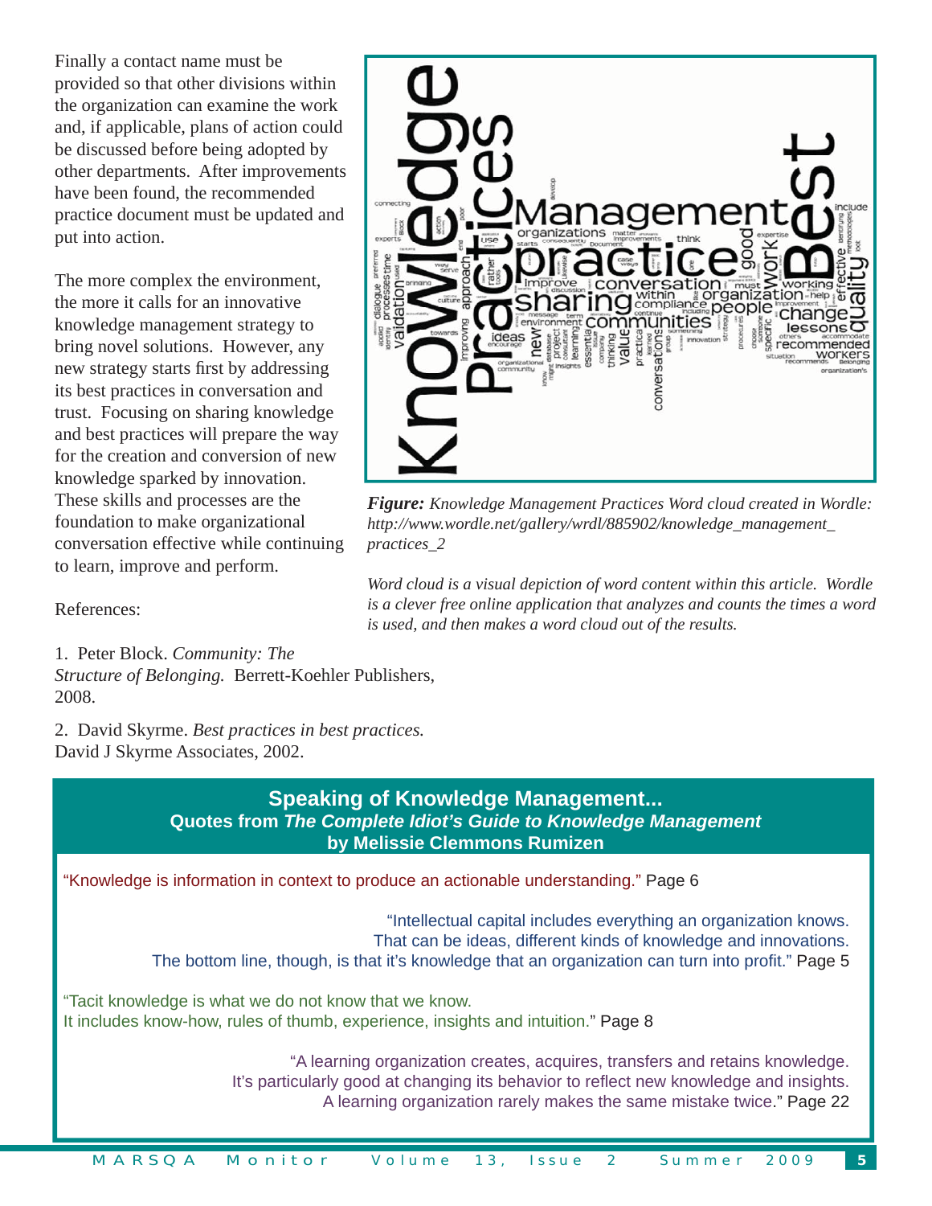Finally a contact name must be provided so that other divisions within the organization can examine the work and, if applicable, plans of action could be discussed before being adopted by other departments. After improvements have been found, the recommended practice document must be updated and put into action.

The more complex the environment, the more it calls for an innovative knowledge management strategy to bring novel solutions. However, any new strategy starts first by addressing its best practices in conversation and trust. Focusing on sharing knowledge and best practices will prepare the way for the creation and conversion of new knowledge sparked by innovation. These skills and processes are the foundation to make organizational conversation effective while continuing to learn, improve and perform.

***Figure:*** *Knowledge Management Practices Word cloud created in Wordle: http://www.wordle.net/gallery/wrdl/885902/knowledge_management_practices_2*

*Word cloud is a visual depiction of word content within this article. Wordle is a clever free online application that analyzes and counts the times a word is used, and then makes a word cloud out of the results.*

References:

1. Peter Block. *Community: The Structure of Belonging.* Berrett-Koehler Publishers, 2008.

2. David Skyrme. *Best practices in best practices.* David J Skyrme Associates, 2002.

## Speaking of Knowledge Management...

### Quotes from *The Complete Idiot's Guide to Knowledge Management* by Melissie Clemmons Rumizen

"Knowledge is information in context to produce an actionable understanding." Page 6

"Intellectual capital includes everything an organization knows. That can be ideas, different kinds of knowledge and innovations. The bottom line, though, is that it's knowledge that an organization can turn into profit." Page 5

"Tacit knowledge is what we do not know that we know. It includes know-how, rules of thumb, experience, insights and intuition." Page 8

"A learning organization creates, acquires, transfers and retains knowledge. It's particularly good at changing its behavior to reflect new knowledge and insights. A learning organization rarely makes the same mistake twice." Page 22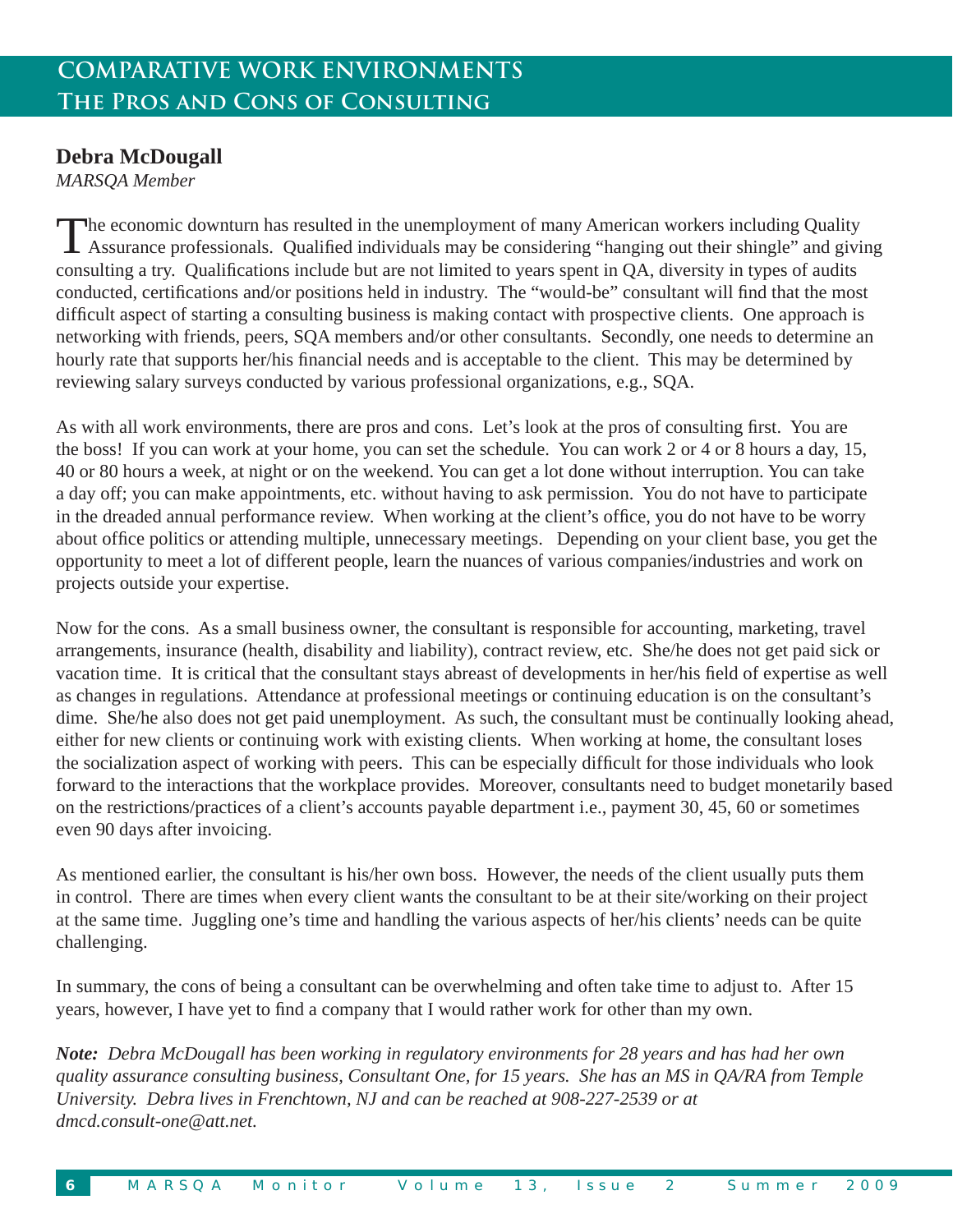# Comparative Work Environments
## The Pros and Cons of Consulting

**Debra McDougall**
*MARSQA Member*

The economic downturn has resulted in the unemployment of many American workers including Quality Assurance professionals. Qualified individuals may be considering "hanging out their shingle" and giving consulting a try. Qualifications include but are not limited to years spent in QA, diversity in types of audits conducted, certifications and/or positions held in industry. The "would-be" consultant will find that the most difficult aspect of starting a consulting business is making contact with prospective clients. One approach is networking with friends, peers, SQA members and/or other consultants. Secondly, one needs to determine an hourly rate that supports her/his financial needs and is acceptable to the client. This may be determined by reviewing salary surveys conducted by various professional organizations, e.g., SQA.

As with all work environments, there are pros and cons. Let's look at the pros of consulting first. You are the boss! If you can work at your home, you can set the schedule. You can work 2 or 4 or 8 hours a day, 15, 40 or 80 hours a week, at night or on the weekend. You can get a lot done without interruption. You can take a day off; you can make appointments, etc. without having to ask permission. You do not have to participate in the dreaded annual performance review. When working at the client's office, you do not have to be worry about office politics or attending multiple, unnecessary meetings. Depending on your client base, you get the opportunity to meet a lot of different people, learn the nuances of various companies/industries and work on projects outside your expertise.

Now for the cons. As a small business owner, the consultant is responsible for accounting, marketing, travel arrangements, insurance (health, disability and liability), contract review, etc. She/he does not get paid sick or vacation time. It is critical that the consultant stays abreast of developments in her/his field of expertise as well as changes in regulations. Attendance at professional meetings or continuing education is on the consultant's dime. She/he also does not get paid unemployment. As such, the consultant must be continually looking ahead, either for new clients or continuing work with existing clients. When working at home, the consultant loses the socialization aspect of working with peers. This can be especially difficult for those individuals who look forward to the interactions that the workplace provides. Moreover, consultants need to budget monetarily based on the restrictions/practices of a client's accounts payable department i.e., payment 30, 45, 60 or sometimes even 90 days after invoicing.

As mentioned earlier, the consultant is his/her own boss. However, the needs of the client usually puts them in control. There are times when every client wants the consultant to be at their site/working on their project at the same time. Juggling one's time and handling the various aspects of her/his clients' needs can be quite challenging.

In summary, the cons of being a consultant can be overwhelming and often take time to adjust to. After 15 years, however, I have yet to find a company that I would rather work for other than my own.

***Note:*** *Debra McDougall has been working in regulatory environments for 28 years and has had her own quality assurance consulting business, Consultant One, for 15 years. She has an MS in QA/RA from Temple University. Debra lives in Frenchtown, NJ and can be reached at 908-227-2539 or at dmcd.consult-one@att.net.*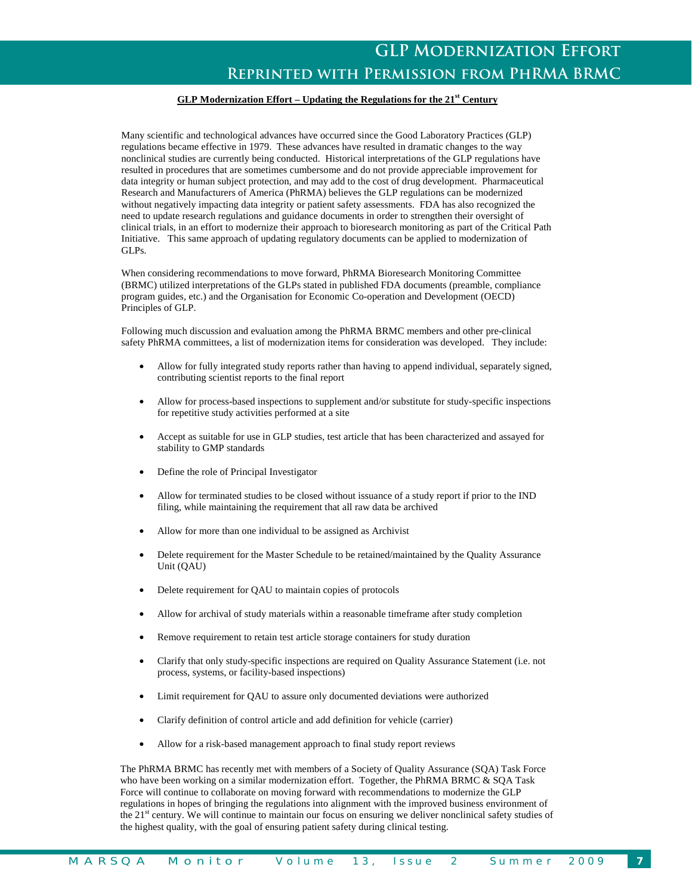# GLP Modernization Effort
## Reprinted with Permission from PhRMA BRMC

**GLP Modernization Effort – Updating the Regulations for the 21st Century**

Many scientific and technological advances have occurred since the Good Laboratory Practices (GLP) regulations became effective in 1979. These advances have resulted in dramatic changes to the way nonclinical studies are currently being conducted. Historical interpretations of the GLP regulations have resulted in procedures that are sometimes cumbersome and do not provide appreciable improvement for data integrity or human subject protection, and may add to the cost of drug development. Pharmaceutical Research and Manufacturers of America (PhRMA) believes the GLP regulations can be modernized without negatively impacting data integrity or patient safety assessments. FDA has also recognized the need to update research regulations and guidance documents in order to strengthen their oversight of clinical trials, in an effort to modernize their approach to bioresearch monitoring as part of the Critical Path Initiative. This same approach of updating regulatory documents can be applied to modernization of GLPs.

When considering recommendations to move forward, PhRMA Bioresearch Monitoring Committee (BRMC) utilized interpretations of the GLPs stated in published FDA documents (preamble, compliance program guides, etc.) and the Organisation for Economic Co-operation and Development (OECD) Principles of GLP.

Following much discussion and evaluation among the PhRMA BRMC members and other pre-clinical safety PhRMA committees, a list of modernization items for consideration was developed. They include:

- Allow for fully integrated study reports rather than having to append individual, separately signed, contributing scientist reports to the final report
- Allow for process-based inspections to supplement and/or substitute for study-specific inspections for repetitive study activities performed at a site
- Accept as suitable for use in GLP studies, test article that has been characterized and assayed for stability to GMP standards
- Define the role of Principal Investigator
- Allow for terminated studies to be closed without issuance of a study report if prior to the IND filing, while maintaining the requirement that all raw data be archived
- Allow for more than one individual to be assigned as Archivist
- Delete requirement for the Master Schedule to be retained/maintained by the Quality Assurance Unit (QAU)
- Delete requirement for QAU to maintain copies of protocols
- Allow for archival of study materials within a reasonable timeframe after study completion
- Remove requirement to retain test article storage containers for study duration
- Clarify that only study-specific inspections are required on Quality Assurance Statement (i.e. not process, systems, or facility-based inspections)
- Limit requirement for QAU to assure only documented deviations were authorized
- Clarify definition of control article and add definition for vehicle (carrier)
- Allow for a risk-based management approach to final study report reviews

The PhRMA BRMC has recently met with members of a Society of Quality Assurance (SQA) Task Force who have been working on a similar modernization effort. Together, the PhRMA BRMC & SQA Task Force will continue to collaborate on moving forward with recommendations to modernize the GLP regulations in hopes of bringing the regulations into alignment with the improved business environment of the 21st century. We will continue to maintain our focus on ensuring we deliver nonclinical safety studies of the highest quality, with the goal of ensuring patient safety during clinical testing.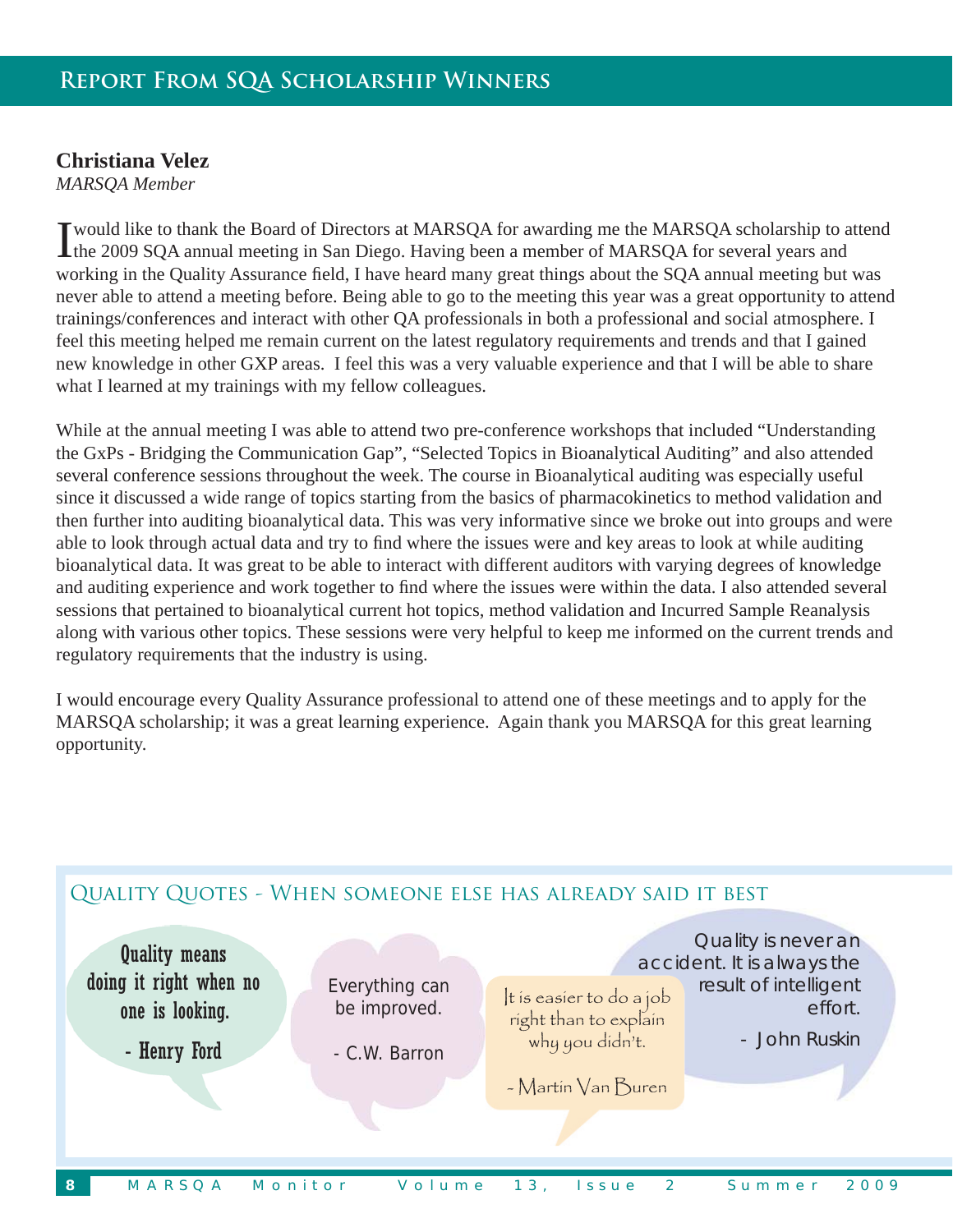## Report From SQA Scholarship Winners

**Christiana Velez**
*MARSQA Member*

I would like to thank the Board of Directors at MARSQA for awarding me the MARSQA scholarship to attend the 2009 SQA annual meeting in San Diego. Having been a member of MARSQA for several years and working in the Quality Assurance field, I have heard many great things about the SQA annual meeting but was never able to attend a meeting before. Being able to go to the meeting this year was a great opportunity to attend trainings/conferences and interact with other QA professionals in both a professional and social atmosphere. I feel this meeting helped me remain current on the latest regulatory requirements and trends and that I gained new knowledge in other GXP areas. I feel this was a very valuable experience and that I will be able to share what I learned at my trainings with my fellow colleagues.

While at the annual meeting I was able to attend two pre-conference workshops that included "Understanding the GxPs - Bridging the Communication Gap", "Selected Topics in Bioanalytical Auditing" and also attended several conference sessions throughout the week. The course in Bioanalytical auditing was especially useful since it discussed a wide range of topics starting from the basics of pharmacokinetics to method validation and then further into auditing bioanalytical data. This was very informative since we broke out into groups and were able to look through actual data and try to find where the issues were and key areas to look at while auditing bioanalytical data. It was great to be able to interact with different auditors with varying degrees of knowledge and auditing experience and work together to find where the issues were within the data. I also attended several sessions that pertained to bioanalytical current hot topics, method validation and Incurred Sample Reanalysis along with various other topics. These sessions were very helpful to keep me informed on the current trends and regulatory requirements that the industry is using.

I would encourage every Quality Assurance professional to attend one of these meetings and to apply for the MARSQA scholarship; it was a great learning experience. Again thank you MARSQA for this great learning opportunity.

## Quality Quotes - When someone else has already said it best

Quality means doing it right when no one is looking.
- Henry Ford

Everything can be improved.
- C.W. Barron

It is easier to do a job right than to explain why you didn't.
- Martin Van Buren

Quality is never an accident. It is always the result of intelligent effort.
- John Ruskin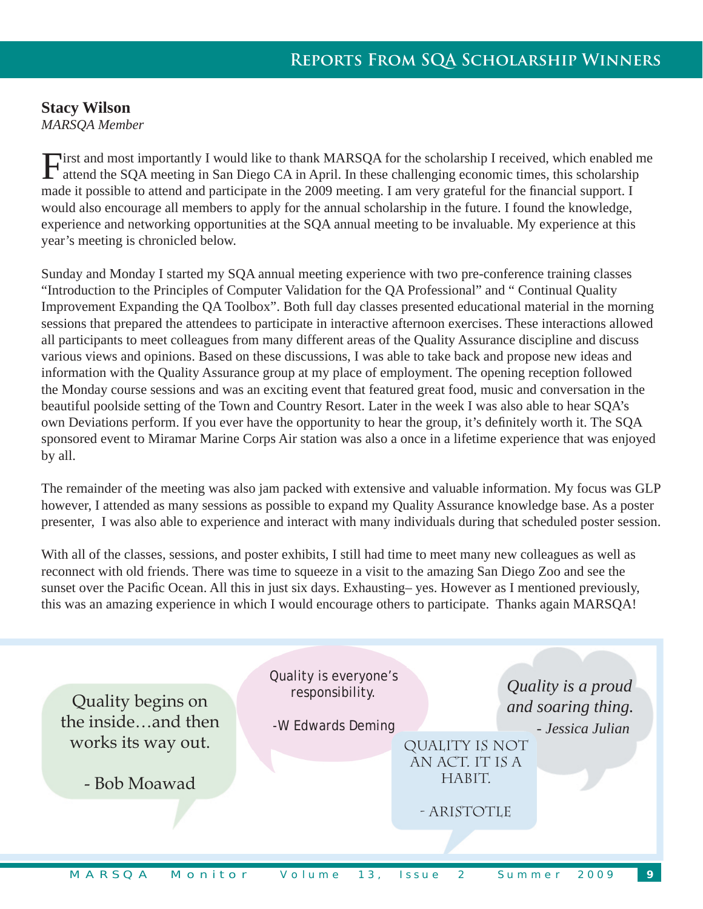## Reports From SQA Scholarship Winners

**Stacy Wilson**
*MARSQA Member*

First and most importantly I would like to thank MARSQA for the scholarship I received, which enabled me attend the SQA meeting in San Diego CA in April. In these challenging economic times, this scholarship made it possible to attend and participate in the 2009 meeting. I am very grateful for the financial support. I would also encourage all members to apply for the annual scholarship in the future. I found the knowledge, experience and networking opportunities at the SQA annual meeting to be invaluable. My experience at this year's meeting is chronicled below.

Sunday and Monday I started my SQA annual meeting experience with two pre-conference training classes "Introduction to the Principles of Computer Validation for the QA Professional" and " Continual Quality Improvement Expanding the QA Toolbox". Both full day classes presented educational material in the morning sessions that prepared the attendees to participate in interactive afternoon exercises. These interactions allowed all participants to meet colleagues from many different areas of the Quality Assurance discipline and discuss various views and opinions. Based on these discussions, I was able to take back and propose new ideas and information with the Quality Assurance group at my place of employment. The opening reception followed the Monday course sessions and was an exciting event that featured great food, music and conversation in the beautiful poolside setting of the Town and Country Resort. Later in the week I was also able to hear SQA's own Deviations perform. If you ever have the opportunity to hear the group, it's definitely worth it. The SQA sponsored event to Miramar Marine Corps Air station was also a once in a lifetime experience that was enjoyed by all.

The remainder of the meeting was also jam packed with extensive and valuable information. My focus was GLP however, I attended as many sessions as possible to expand my Quality Assurance knowledge base. As a poster presenter, I was also able to experience and interact with many individuals during that scheduled poster session.

With all of the classes, sessions, and poster exhibits, I still had time to meet many new colleagues as well as reconnect with old friends. There was time to squeeze in a visit to the amazing San Diego Zoo and see the sunset over the Pacific Ocean. All this in just six days. Exhausting– yes. However as I mentioned previously, this was an amazing experience in which I would encourage others to participate. Thanks again MARSQA!

Quality begins on the inside…and then works its way out.

- Bob Moawad

Quality is everyone's responsibility.

-W Edwards Deming

*Quality is a proud and soaring thing.*

*- Jessica Julian*

QUALITY IS NOT AN ACT. IT IS A HABIT.

- ARISTOTLE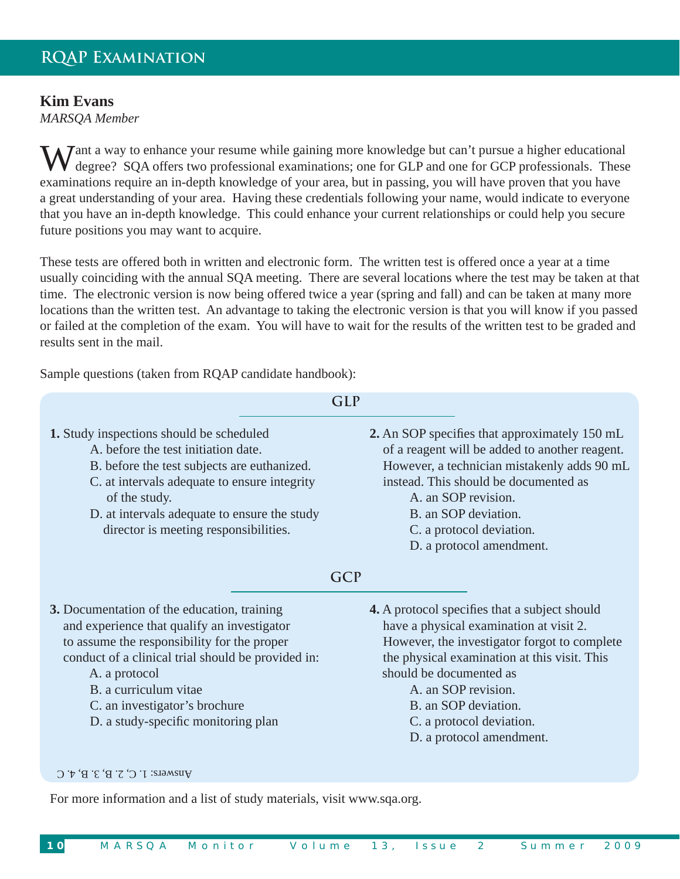# RQAP Examination

**Kim Evans**
*MARSQA Member*

Want a way to enhance your resume while gaining more knowledge but can't pursue a higher educational degree? SQA offers two professional examinations; one for GLP and one for GCP professionals. These examinations require an in-depth knowledge of your area, but in passing, you will have proven that you have a great understanding of your area. Having these credentials following your name, would indicate to everyone that you have an in-depth knowledge. This could enhance your current relationships or could help you secure future positions you may want to acquire.

These tests are offered both in written and electronic form. The written test is offered once a year at a time usually coinciding with the annual SQA meeting. There are several locations where the test may be taken at that time. The electronic version is now being offered twice a year (spring and fall) and can be taken at many more locations than the written test. An advantage to taking the electronic version is that you will know if you passed or failed at the completion of the exam. You will have to wait for the results of the written test to be graded and results sent in the mail.

Sample questions (taken from RQAP candidate handbook):

## GLP

**1.** Study inspections should be scheduled

A. before the test initiation date.
B. before the test subjects are euthanized.
C. at intervals adequate to ensure integrity of the study.
D. at intervals adequate to ensure the study director is meeting responsibilities.

**2.** An SOP specifies that approximately 150 mL of a reagent will be added to another reagent. However, a technician mistakenly adds 90 mL instead. This should be documented as

A. an SOP revision.
B. an SOP deviation.
C. a protocol deviation.
D. a protocol amendment.

## GCP

**3.** Documentation of the education, training and experience that qualify an investigator to assume the responsibility for the proper conduct of a clinical trial should be provided in:

A. a protocol
B. a curriculum vitae
C. an investigator's brochure
D. a study-specific monitoring plan

**4.** A protocol specifies that a subject should have a physical examination at visit 2. However, the investigator forgot to complete the physical examination at this visit. This should be documented as

A. an SOP revision.
B. an SOP deviation.
C. a protocol deviation.
D. a protocol amendment.

Answers: 1. C, 2. B, 3. B, 4. C

For more information and a list of study materials, visit www.sqa.org.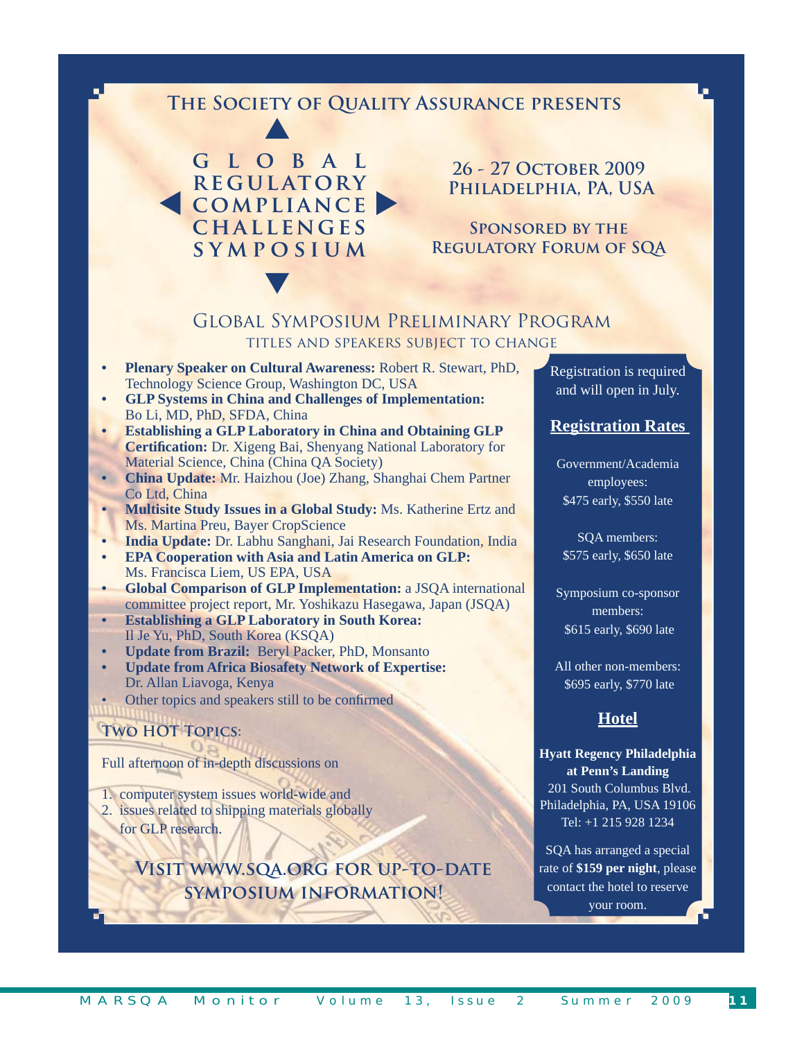## The Society of Quality Assurance presents

# GLOBAL REGULATORY COMPLIANCE CHALLENGES SYMPOSIUM

**26 - 27 October 2009**
**Philadelphia, PA, USA**

**Sponsored by the Regulatory Forum of SQA**

## Global Symposium Preliminary Program

Titles and speakers subject to change

- **Plenary Speaker on Cultural Awareness:** Robert R. Stewart, PhD, Technology Science Group, Washington DC, USA
- **GLP Systems in China and Challenges of Implementation:** Bo Li, MD, PhD, SFDA, China
- **Establishing a GLP Laboratory in China and Obtaining GLP Certification:** Dr. Xigeng Bai, Shenyang National Laboratory for Material Science, China (China QA Society)
- **China Update:** Mr. Haizhou (Joe) Zhang, Shanghai Chem Partner Co Ltd, China
- **Multisite Study Issues in a Global Study:** Ms. Katherine Ertz and Ms. Martina Preu, Bayer CropScience
- **India Update:** Dr. Labhu Sanghani, Jai Research Foundation, India
- **EPA Cooperation with Asia and Latin America on GLP:** Ms. Francisca Liem, US EPA, USA
- **Global Comparison of GLP Implementation:** a JSQA international committee project report, Mr. Yoshikazu Hasegawa, Japan (JSQA)
- **Establishing a GLP Laboratory in South Korea:** Il Je Yu, PhD, South Korea (KSQA)
- **Update from Brazil:** Beryl Packer, PhD, Monsanto
- **Update from Africa Biosafety Network of Expertise:** Dr. Allan Liavoga, Kenya
- Other topics and speakers still to be confirmed

### Two Hot Topics:

Full afternoon of in-depth discussions on

1. computer system issues world-wide and
2. issues related to shipping materials globally for GLP research.

**Visit www.sqa.org for up-to-date symposium information!**

Registration is required and will open in July.

### Registration Rates

Government/Academia employees:
$475 early, $550 late

SQA members:
$575 early, $650 late

Symposium co-sponsor members:
$615 early, $690 late

All other non-members:
$695 early, $770 late

### Hotel

**Hyatt Regency Philadelphia at Penn's Landing**
201 South Columbus Blvd.
Philadelphia, PA, USA 19106
Tel: +1 215 928 1234

SQA has arranged a special rate of **$159 per night**, please contact the hotel to reserve your room.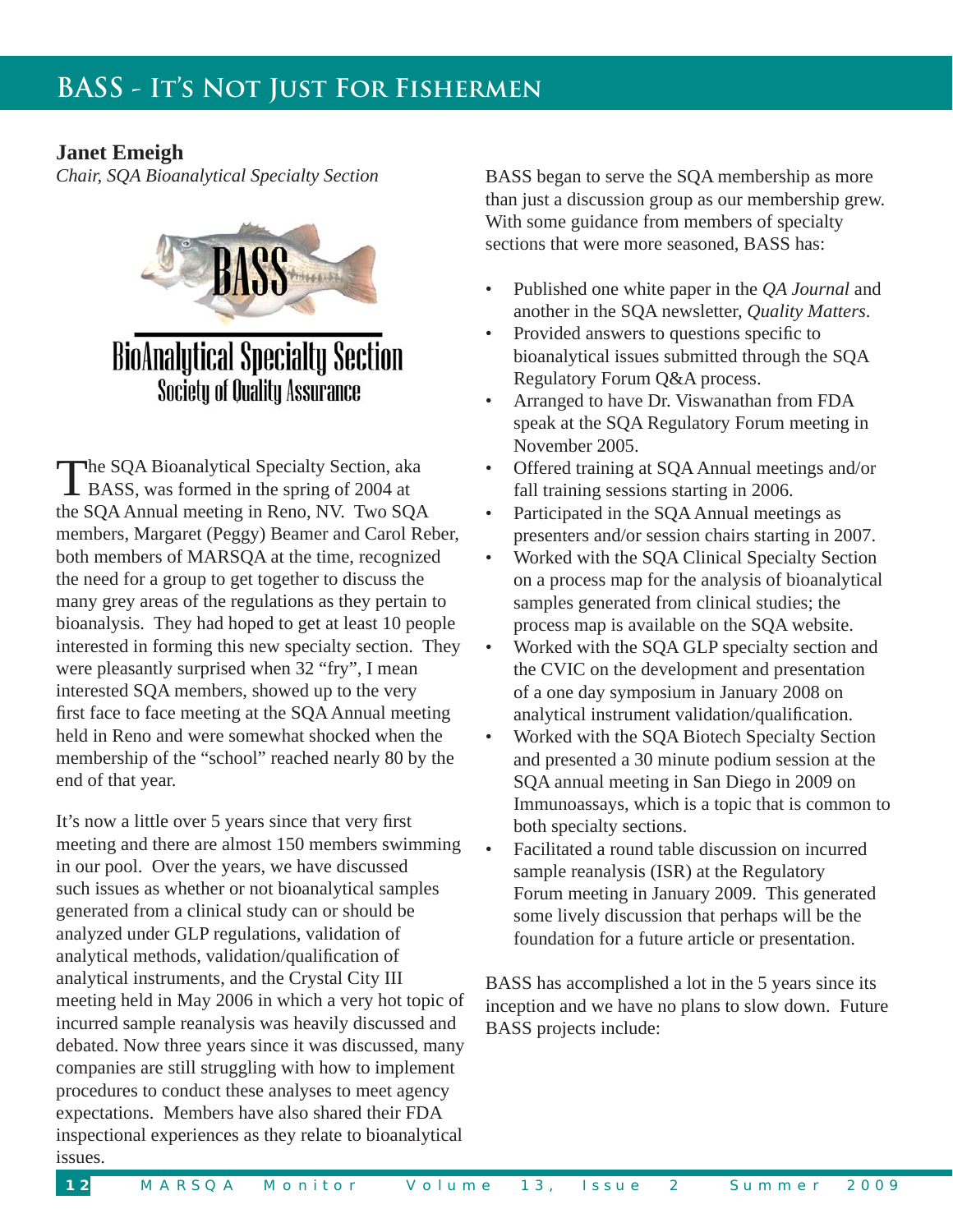# BASS - It's Not Just For Fishermen

**Janet Emeigh**
*Chair, SQA Bioanalytical Specialty Section*

BASS
BioAnalytical Specialty Section
Society of Quality Assurance

The SQA Bioanalytical Specialty Section, aka BASS, was formed in the spring of 2004 at the SQA Annual meeting in Reno, NV. Two SQA members, Margaret (Peggy) Beamer and Carol Reber, both members of MARSQA at the time, recognized the need for a group to get together to discuss the many grey areas of the regulations as they pertain to bioanalysis. They had hoped to get at least 10 people interested in forming this new specialty section. They were pleasantly surprised when 32 "fry", I mean interested SQA members, showed up to the very first face to face meeting at the SQA Annual meeting held in Reno and were somewhat shocked when the membership of the "school" reached nearly 80 by the end of that year.

It's now a little over 5 years since that very first meeting and there are almost 150 members swimming in our pool. Over the years, we have discussed such issues as whether or not bioanalytical samples generated from a clinical study can or should be analyzed under GLP regulations, validation of analytical methods, validation/qualification of analytical instruments, and the Crystal City III meeting held in May 2006 in which a very hot topic of incurred sample reanalysis was heavily discussed and debated. Now three years since it was discussed, many companies are still struggling with how to implement procedures to conduct these analyses to meet agency expectations. Members have also shared their FDA inspectional experiences as they relate to bioanalytical issues.

BASS began to serve the SQA membership as more than just a discussion group as our membership grew. With some guidance from members of specialty sections that were more seasoned, BASS has:

- Published one white paper in the *QA Journal* and another in the SQA newsletter, *Quality Matters*.
- Provided answers to questions specific to bioanalytical issues submitted through the SQA Regulatory Forum Q&A process.
- Arranged to have Dr. Viswanathan from FDA speak at the SQA Regulatory Forum meeting in November 2005.
- Offered training at SQA Annual meetings and/or fall training sessions starting in 2006.
- Participated in the SQA Annual meetings as presenters and/or session chairs starting in 2007.
- Worked with the SQA Clinical Specialty Section on a process map for the analysis of bioanalytical samples generated from clinical studies; the process map is available on the SQA website.
- Worked with the SQA GLP specialty section and the CVIC on the development and presentation of a one day symposium in January 2008 on analytical instrument validation/qualification.
- Worked with the SQA Biotech Specialty Section and presented a 30 minute podium session at the SQA annual meeting in San Diego in 2009 on Immunoassays, which is a topic that is common to both specialty sections.
- Facilitated a round table discussion on incurred sample reanalysis (ISR) at the Regulatory Forum meeting in January 2009. This generated some lively discussion that perhaps will be the foundation for a future article or presentation.

BASS has accomplished a lot in the 5 years since its inception and we have no plans to slow down. Future BASS projects include: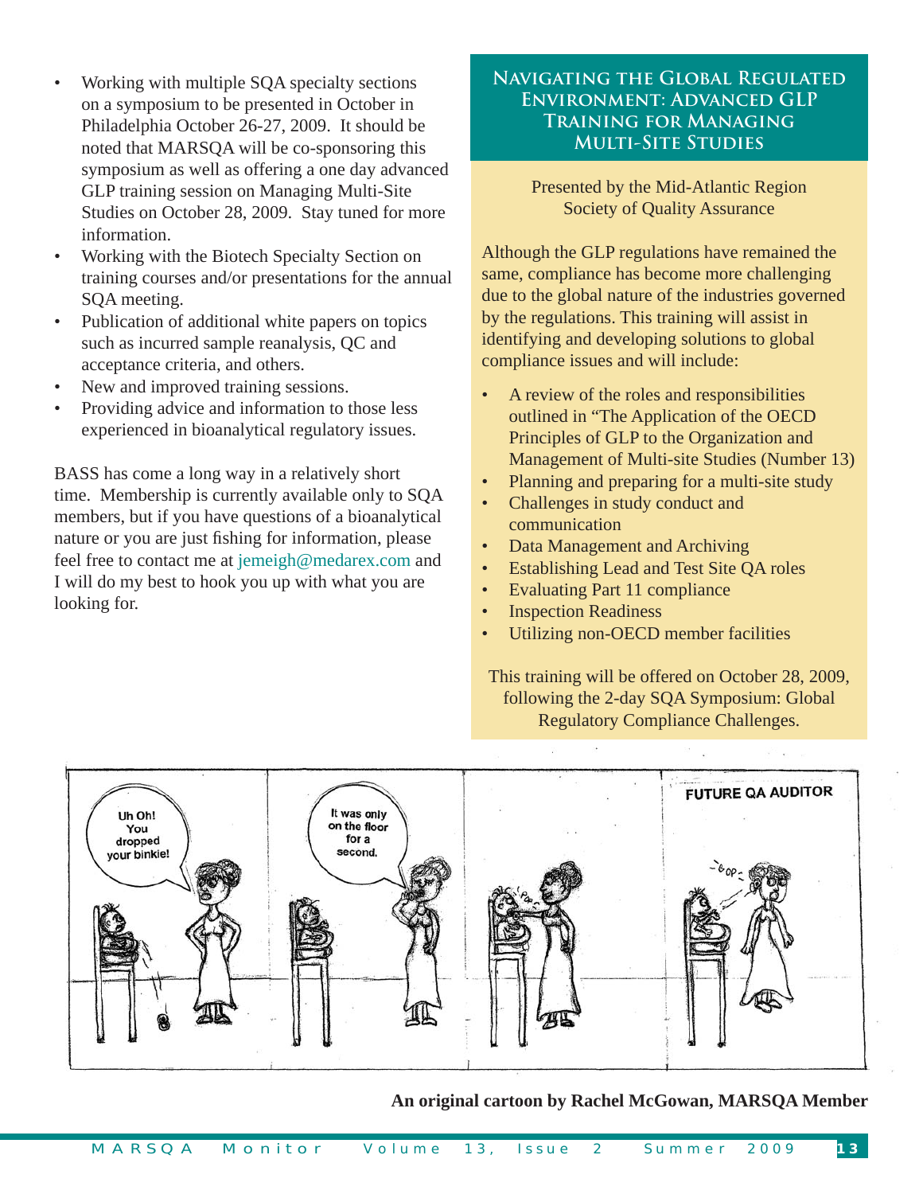- Working with multiple SQA specialty sections on a symposium to be presented in October in Philadelphia October 26-27, 2009. It should be noted that MARSQA will be co-sponsoring this symposium as well as offering a one day advanced GLP training session on Managing Multi-Site Studies on October 28, 2009. Stay tuned for more information.
- Working with the Biotech Specialty Section on training courses and/or presentations for the annual SQA meeting.
- Publication of additional white papers on topics such as incurred sample reanalysis, QC and acceptance criteria, and others.
- New and improved training sessions.
- Providing advice and information to those less experienced in bioanalytical regulatory issues.

BASS has come a long way in a relatively short time. Membership is currently available only to SQA members, but if you have questions of a bioanalytical nature or you are just fishing for information, please feel free to contact me at jemeigh@medarex.com and I will do my best to hook you up with what you are looking for.

## Navigating the Global Regulated Environment: Advanced GLP Training for Managing Multi-Site Studies

Presented by the Mid-Atlantic Region Society of Quality Assurance

Although the GLP regulations have remained the same, compliance has become more challenging due to the global nature of the industries governed by the regulations. This training will assist in identifying and developing solutions to global compliance issues and will include:

- A review of the roles and responsibilities outlined in "The Application of the OECD Principles of GLP to the Organization and Management of Multi-site Studies (Number 13)
- Planning and preparing for a multi-site study
- Challenges in study conduct and communication
- Data Management and Archiving
- Establishing Lead and Test Site QA roles
- Evaluating Part 11 compliance
- Inspection Readiness
- Utilizing non-OECD member facilities

This training will be offered on October 28, 2009, following the 2-day SQA Symposium: Global Regulatory Compliance Challenges.

**An original cartoon by Rachel McGowan, MARSQA Member**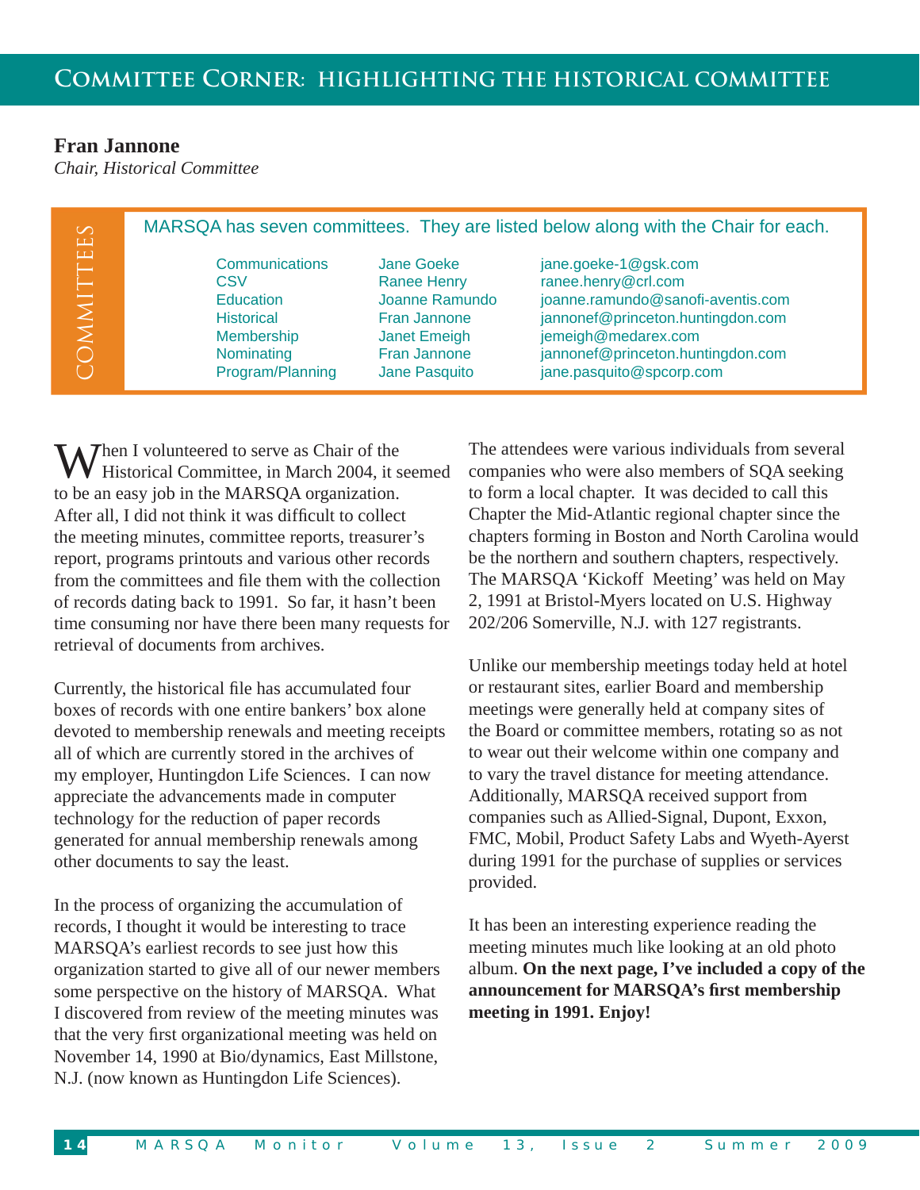# Committee Corner: Highlighting the Historical Committee

**Fran Jannone**
*Chair, Historical Committee*

> **COMMITTEES**
>
> MARSQA has seven committees. They are listed below along with the Chair for each.

| Committee | Chair | Email |
|---|---|---|
| Communications | Jane Goeke | jane.goeke-1@gsk.com |
| CSV | Ranee Henry | ranee.henry@crl.com |
| Education | Joanne Ramundo | joanne.ramundo@sanofi-aventis.com |
| Historical | Fran Jannone | jannonef@princeton.huntingdon.com |
| Membership | Janet Emeigh | jemeigh@medarex.com |
| Nominating | Fran Jannone | jannonef@princeton.huntingdon.com |
| Program/Planning | Jane Pasquito | jane.pasquito@spcorp.com |

When I volunteered to serve as Chair of the Historical Committee, in March 2004, it seemed to be an easy job in the MARSQA organization. After all, I did not think it was difficult to collect the meeting minutes, committee reports, treasurer's report, programs printouts and various other records from the committees and file them with the collection of records dating back to 1991. So far, it hasn't been time consuming nor have there been many requests for retrieval of documents from archives.

Currently, the historical file has accumulated four boxes of records with one entire bankers' box alone devoted to membership renewals and meeting receipts all of which are currently stored in the archives of my employer, Huntingdon Life Sciences. I can now appreciate the advancements made in computer technology for the reduction of paper records generated for annual membership renewals among other documents to say the least.

In the process of organizing the accumulation of records, I thought it would be interesting to trace MARSQA's earliest records to see just how this organization started to give all of our newer members some perspective on the history of MARSQA. What I discovered from review of the meeting minutes was that the very first organizational meeting was held on November 14, 1990 at Bio/dynamics, East Millstone, N.J. (now known as Huntingdon Life Sciences).

The attendees were various individuals from several companies who were also members of SQA seeking to form a local chapter. It was decided to call this Chapter the Mid-Atlantic regional chapter since the chapters forming in Boston and North Carolina would be the northern and southern chapters, respectively. The MARSQA 'Kickoff Meeting' was held on May 2, 1991 at Bristol-Myers located on U.S. Highway 202/206 Somerville, N.J. with 127 registrants.

Unlike our membership meetings today held at hotel or restaurant sites, earlier Board and membership meetings were generally held at company sites of the Board or committee members, rotating so as not to wear out their welcome within one company and to vary the travel distance for meeting attendance. Additionally, MARSQA received support from companies such as Allied-Signal, Dupont, Exxon, FMC, Mobil, Product Safety Labs and Wyeth-Ayerst during 1991 for the purchase of supplies or services provided.

It has been an interesting experience reading the meeting minutes much like looking at an old photo album. **On the next page, I've included a copy of the announcement for MARSQA's first membership meeting in 1991. Enjoy!**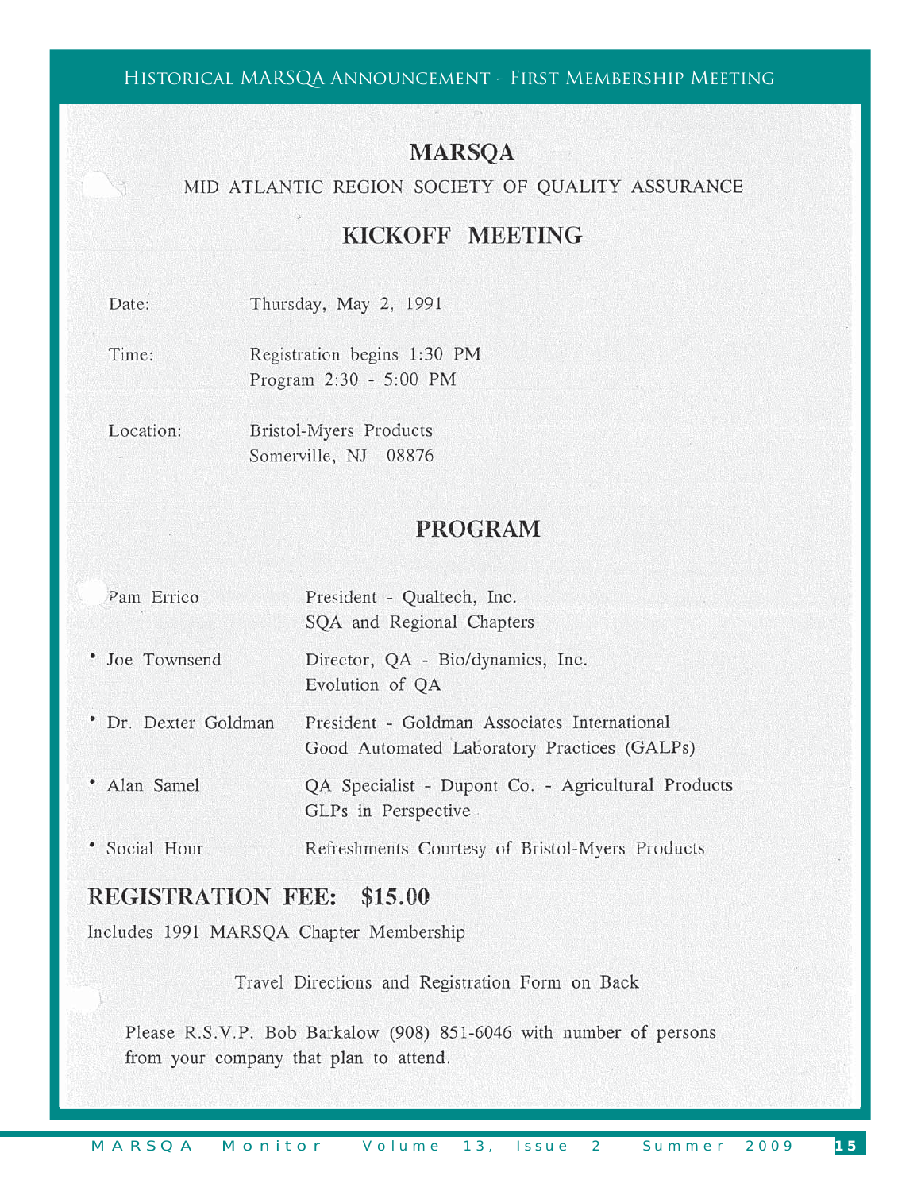## Historical MARSQA Announcement - First Membership Meeting

# MARSQA

MID ATLANTIC REGION SOCIETY OF QUALITY ASSURANCE

## KICKOFF MEETING

| | |
|---|---|
| Date: | Thursday, May 2, 1991 |
| Time: | Registration begins 1:30 PM<br>Program 2:30 - 5:00 PM |
| Location: | Bristol-Myers Products<br>Somerville, NJ 08876 |

## PROGRAM

| | |
|---|---|
| Pam Errico | President - Qualtech, Inc.<br>SQA and Regional Chapters |
| • Joe Townsend | Director, QA - Bio/dynamics, Inc.<br>Evolution of QA |
| • Dr. Dexter Goldman | President - Goldman Associates International<br>Good Automated Laboratory Practices (GALPs) |
| • Alan Samel | QA Specialist - Dupont Co. - Agricultural Products<br>GLPs in Perspective |
| • Social Hour | Refreshments Courtesy of Bristol-Myers Products |

## REGISTRATION FEE: $15.00

Includes 1991 MARSQA Chapter Membership

Travel Directions and Registration Form on Back

Please R.S.V.P. Bob Barkalow (908) 851-6046 with number of persons from your company that plan to attend.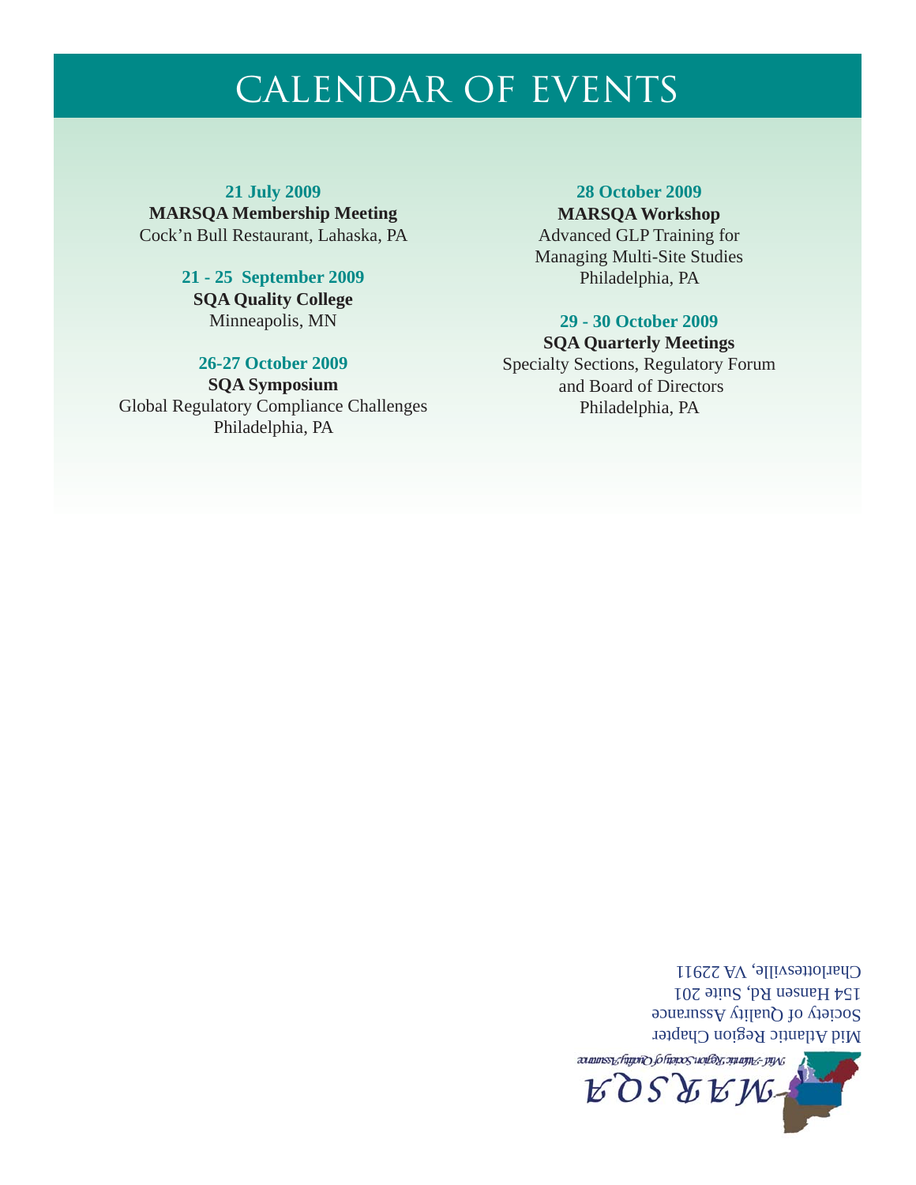# CALENDAR OF EVENTS

**21 July 2009**
**MARSQA Membership Meeting**
Cock'n Bull Restaurant, Lahaska, PA

**21 - 25 September 2009**
**SQA Quality College**
Minneapolis, MN

**26-27 October 2009**
**SQA Symposium**
Global Regulatory Compliance Challenges
Philadelphia, PA

**28 October 2009**
**MARSQA Workshop**
Advanced GLP Training for
Managing Multi-Site Studies
Philadelphia, PA

**29 - 30 October 2009**
**SQA Quarterly Meetings**
Specialty Sections, Regulatory Forum
and Board of Directors
Philadelphia, PA

MARSQA
Mid-Atlantic Region Society of Quality Assurance

Mid Atlantic Region Chapter
Society of Quality Assurance
154 Hansen Rd, Suite 201
Charlottesville, VA 22911